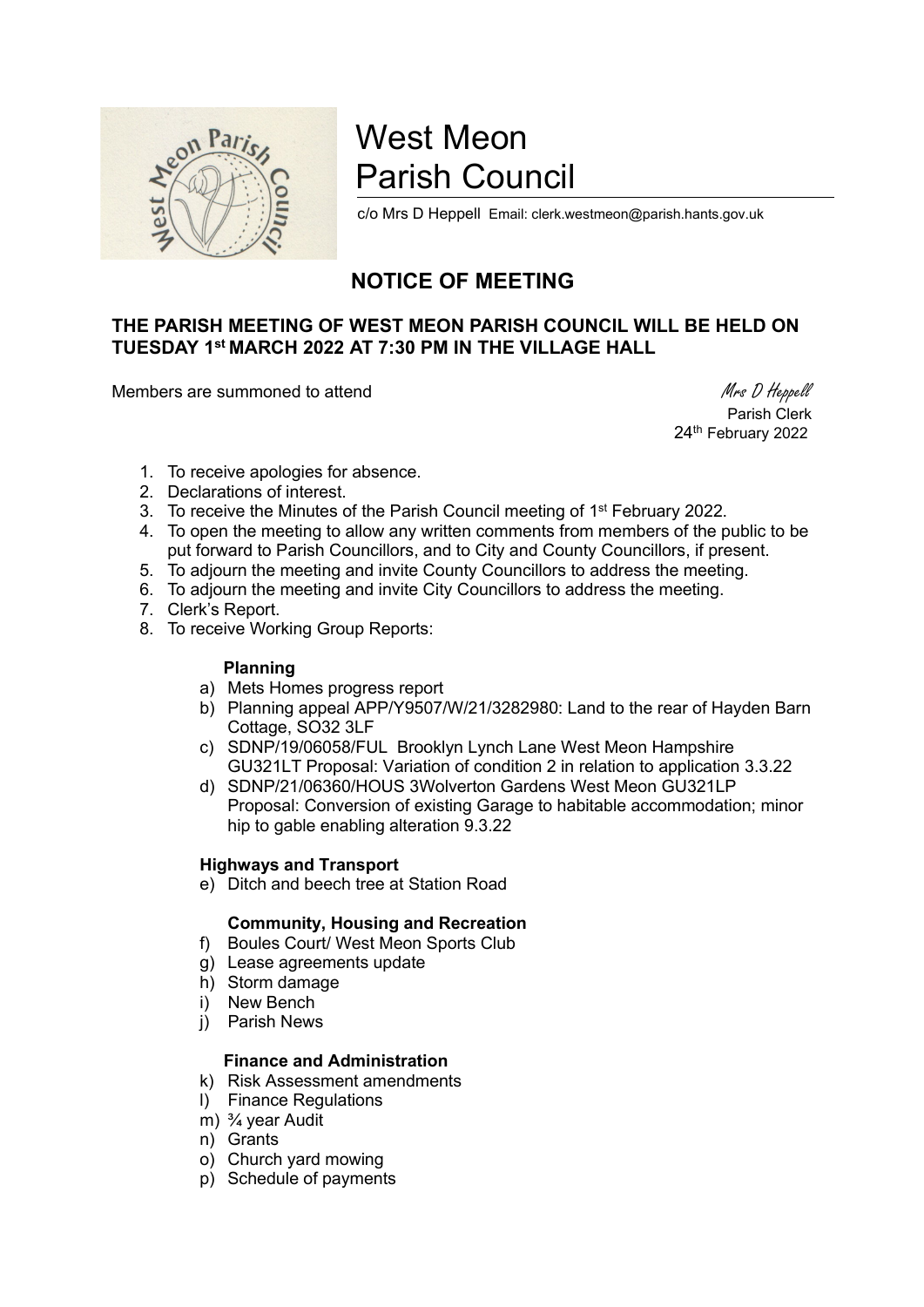# West Meon Parish Council

c/o Mrs D Heppell Email: clerk.westmeon@parish.hants.gov.uk

## NOTICE OF MEETING

**THE PARISH MEETING OF WEST MEON PARISH COUNCIL WILL BE HELD ON TUESDAY 1st MARCH 2022 AT 7:30 PM IN THE VILLAGE HALL**

Members are summoned to attend

*Mrs D Heppell*
Parish Clerk
24th February 2022

1. To receive apologies for absence.
2. Declarations of interest.
3. To receive the Minutes of the Parish Council meeting of 1st February 2022.
4. To open the meeting to allow any written comments from members of the public to be put forward to Parish Councillors, and to City and County Councillors, if present.
5. To adjourn the meeting and invite County Councillors to address the meeting.
6. To adjourn the meeting and invite City Councillors to address the meeting.
7. Clerk's Report.
8. To receive Working Group Reports:

**Planning**

a) Mets Homes progress report
b) Planning appeal APP/Y9507/W/21/3282980: Land to the rear of Hayden Barn Cottage, SO32 3LF
c) SDNP/19/06058/FUL Brooklyn Lynch Lane West Meon Hampshire GU321LT Proposal: Variation of condition 2 in relation to application 3.3.22
d) SDNP/21/06360/HOUS 3Wolverton Gardens West Meon GU321LP Proposal: Conversion of existing Garage to habitable accommodation; minor hip to gable enabling alteration 9.3.22

**Highways and Transport**

e) Ditch and beech tree at Station Road

**Community, Housing and Recreation**

f) Boules Court/ West Meon Sports Club
g) Lease agreements update
h) Storm damage
i) New Bench
j) Parish News

**Finance and Administration**

k) Risk Assessment amendments
l) Finance Regulations
m) ¾ year Audit
n) Grants
o) Church yard mowing
p) Schedule of payments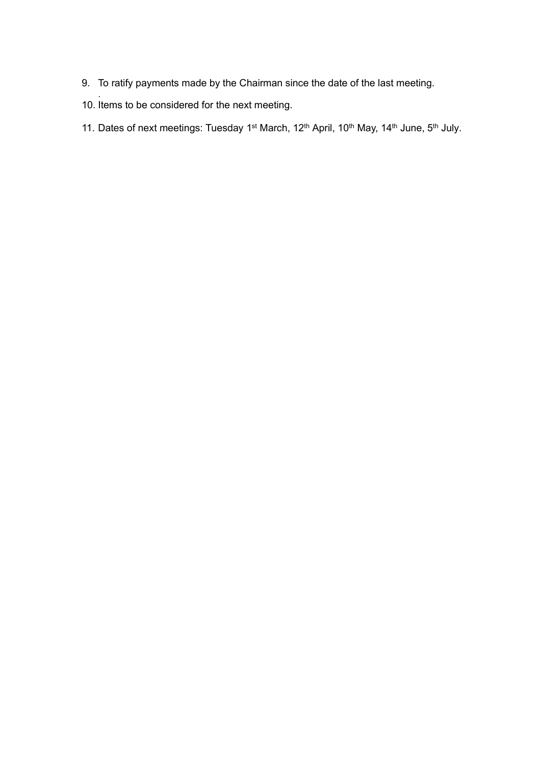9. To ratify payments made by the Chairman since the date of the last meeting.

10. Items to be considered for the next meeting.

11. Dates of next meetings: Tuesday 1st March, 12th April, 10th May, 14th June, 5th July.